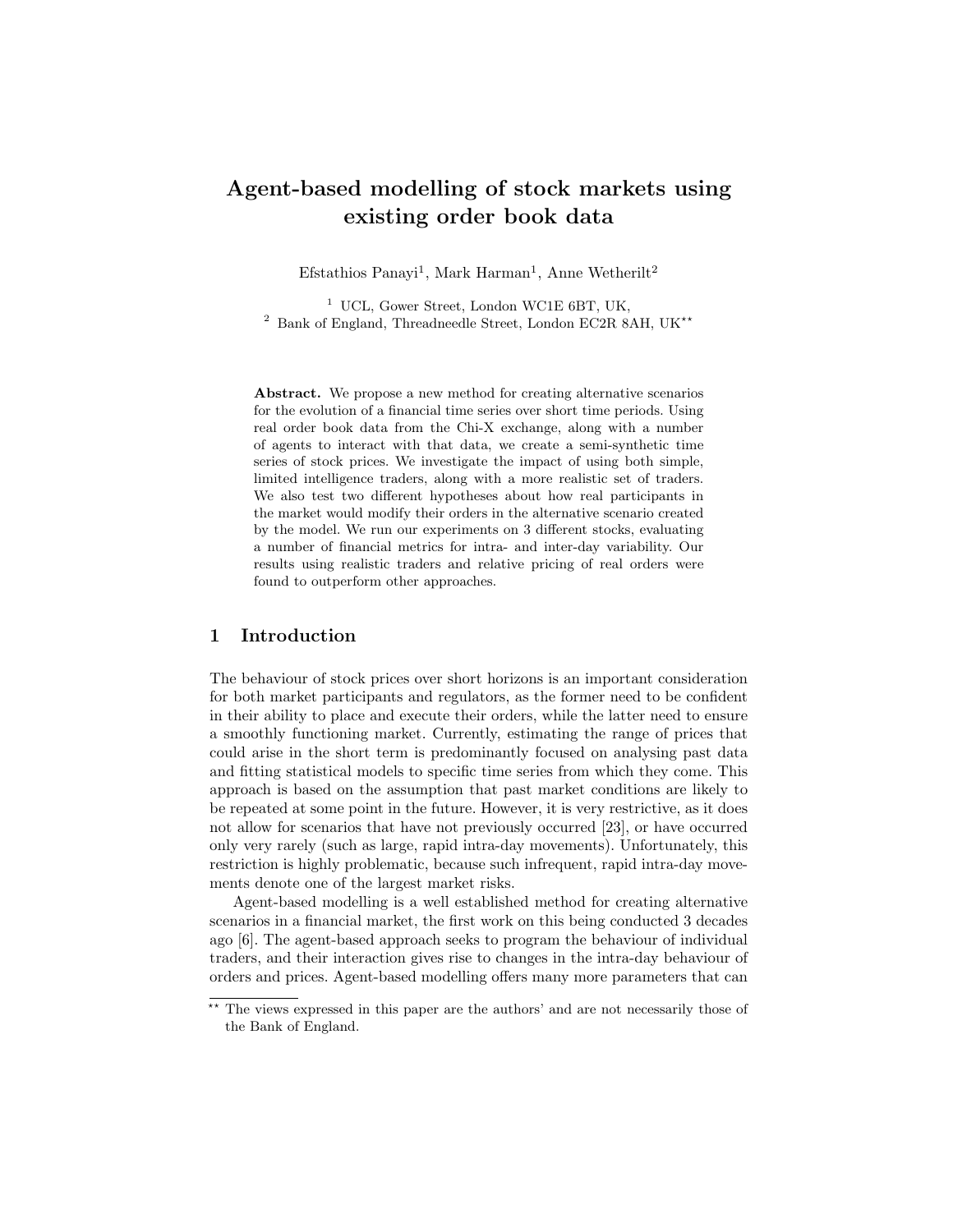# Agent-based modelling of stock markets using existing order book data

Efstathios Panayi[1], Mark Harman[1], Anne Wetherilt[2]

[1] UCL, Gower Street, London WC1E 6BT, UK,
[2] Bank of England, Threadneedle Street, London EC2R 8AH, UK[**]

**Abstract.** We propose a new method for creating alternative scenarios for the evolution of a financial time series over short time periods. Using real order book data from the Chi-X exchange, along with a number of agents to interact with that data, we create a semi-synthetic time series of stock prices. We investigate the impact of using both simple, limited intelligence traders, along with a more realistic set of traders. We also test two different hypotheses about how real participants in the market would modify their orders in the alternative scenario created by the model. We run our experiments on 3 different stocks, evaluating a number of financial metrics for intra- and inter-day variability. Our results using realistic traders and relative pricing of real orders were found to outperform other approaches.

## 1 Introduction

The behaviour of stock prices over short horizons is an important consideration for both market participants and regulators, as the former need to be confident in their ability to place and execute their orders, while the latter need to ensure a smoothly functioning market. Currently, estimating the range of prices that could arise in the short term is predominantly focused on analysing past data and fitting statistical models to specific time series from which they come. This approach is based on the assumption that past market conditions are likely to be repeated at some point in the future. However, it is very restrictive, as it does not allow for scenarios that have not previously occurred [23], or have occurred only very rarely (such as large, rapid intra-day movements). Unfortunately, this restriction is highly problematic, because such infrequent, rapid intra-day movements denote one of the largest market risks.

Agent-based modelling is a well established method for creating alternative scenarios in a financial market, the first work on this being conducted 3 decades ago [6]. The agent-based approach seeks to program the behaviour of individual traders, and their interaction gives rise to changes in the intra-day behaviour of orders and prices. Agent-based modelling offers many more parameters that can

[**] The views expressed in this paper are the authors' and are not necessarily those of the Bank of England.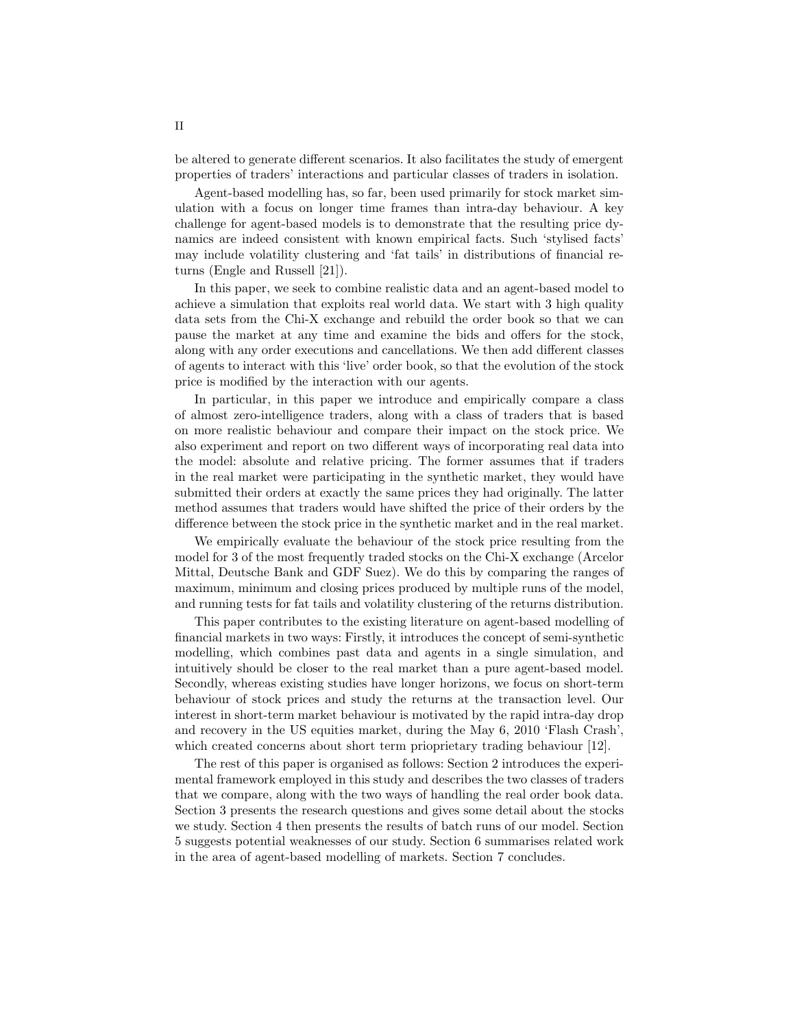be altered to generate different scenarios. It also facilitates the study of emergent properties of traders' interactions and particular classes of traders in isolation.

Agent-based modelling has, so far, been used primarily for stock market simulation with a focus on longer time frames than intra-day behaviour. A key challenge for agent-based models is to demonstrate that the resulting price dynamics are indeed consistent with known empirical facts. Such 'stylised facts' may include volatility clustering and 'fat tails' in distributions of financial returns (Engle and Russell [21]).

In this paper, we seek to combine realistic data and an agent-based model to achieve a simulation that exploits real world data. We start with 3 high quality data sets from the Chi-X exchange and rebuild the order book so that we can pause the market at any time and examine the bids and offers for the stock, along with any order executions and cancellations. We then add different classes of agents to interact with this 'live' order book, so that the evolution of the stock price is modified by the interaction with our agents.

In particular, in this paper we introduce and empirically compare a class of almost zero-intelligence traders, along with a class of traders that is based on more realistic behaviour and compare their impact on the stock price. We also experiment and report on two different ways of incorporating real data into the model: absolute and relative pricing. The former assumes that if traders in the real market were participating in the synthetic market, they would have submitted their orders at exactly the same prices they had originally. The latter method assumes that traders would have shifted the price of their orders by the difference between the stock price in the synthetic market and in the real market.

We empirically evaluate the behaviour of the stock price resulting from the model for 3 of the most frequently traded stocks on the Chi-X exchange (Arcelor Mittal, Deutsche Bank and GDF Suez). We do this by comparing the ranges of maximum, minimum and closing prices produced by multiple runs of the model, and running tests for fat tails and volatility clustering of the returns distribution.

This paper contributes to the existing literature on agent-based modelling of financial markets in two ways: Firstly, it introduces the concept of semi-synthetic modelling, which combines past data and agents in a single simulation, and intuitively should be closer to the real market than a pure agent-based model. Secondly, whereas existing studies have longer horizons, we focus on short-term behaviour of stock prices and study the returns at the transaction level. Our interest in short-term market behaviour is motivated by the rapid intra-day drop and recovery in the US equities market, during the May 6, 2010 'Flash Crash', which created concerns about short term priopretary trading behaviour [12].

The rest of this paper is organised as follows: Section 2 introduces the experimental framework employed in this study and describes the two classes of traders that we compare, along with the two ways of handling the real order book data. Section 3 presents the research questions and gives some detail about the stocks we study. Section 4 then presents the results of batch runs of our model. Section 5 suggests potential weaknesses of our study. Section 6 summarises related work in the area of agent-based modelling of markets. Section 7 concludes.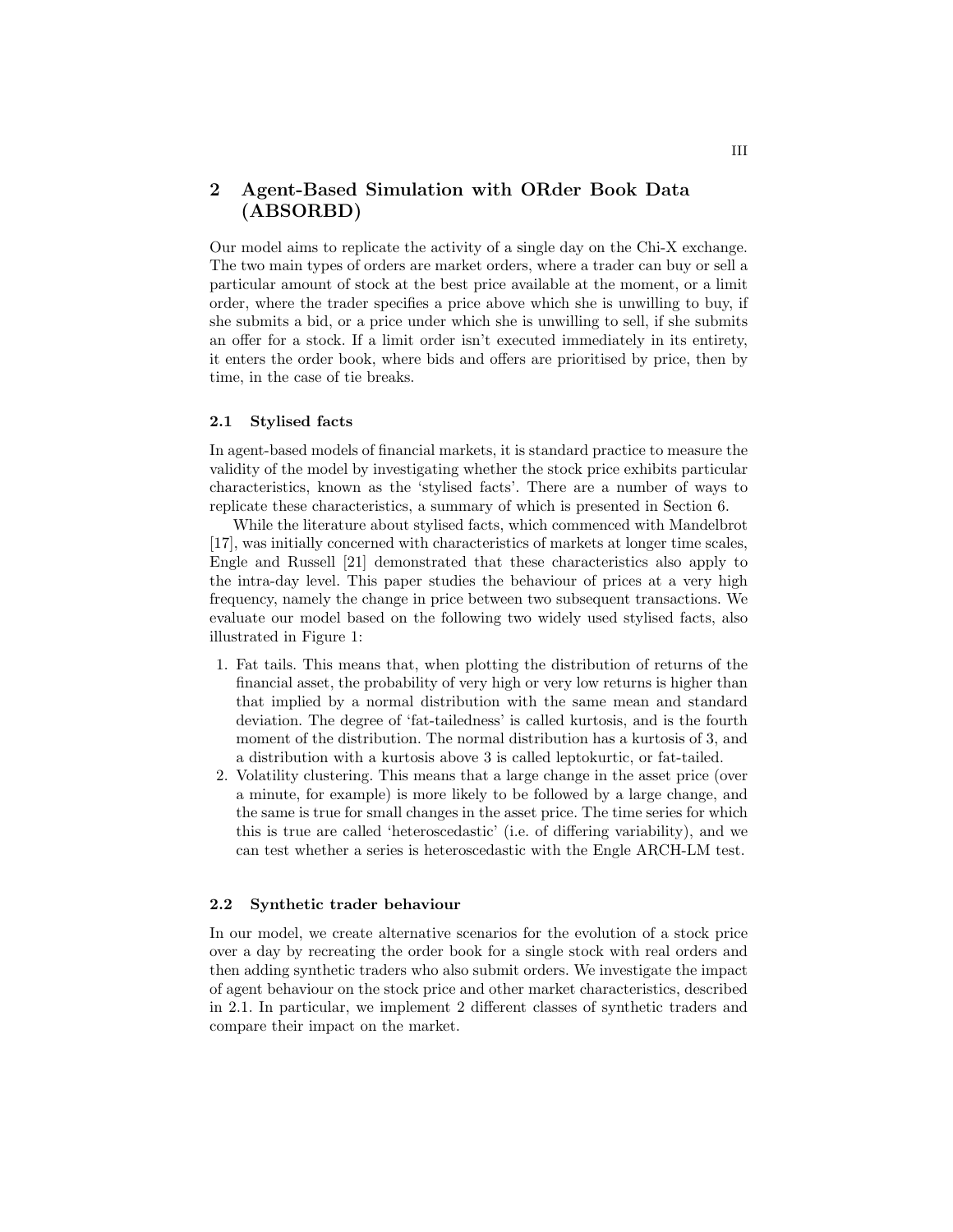## 2 Agent-Based Simulation with ORder Book Data (ABSORBD)

Our model aims to replicate the activity of a single day on the Chi-X exchange. The two main types of orders are market orders, where a trader can buy or sell a particular amount of stock at the best price available at the moment, or a limit order, where the trader specifies a price above which she is unwilling to buy, if she submits a bid, or a price under which she is unwilling to sell, if she submits an offer for a stock. If a limit order isn't executed immediately in its entirety, it enters the order book, where bids and offers are prioritised by price, then by time, in the case of tie breaks.

### 2.1 Stylised facts

In agent-based models of financial markets, it is standard practice to measure the validity of the model by investigating whether the stock price exhibits particular characteristics, known as the 'stylised facts'. There are a number of ways to replicate these characteristics, a summary of which is presented in Section 6.

While the literature about stylised facts, which commenced with Mandelbrot [17], was initially concerned with characteristics of markets at longer time scales, Engle and Russell [21] demonstrated that these characteristics also apply to the intra-day level. This paper studies the behaviour of prices at a very high frequency, namely the change in price between two subsequent transactions. We evaluate our model based on the following two widely used stylised facts, also illustrated in Figure 1:

1. Fat tails. This means that, when plotting the distribution of returns of the financial asset, the probability of very high or very low returns is higher than that implied by a normal distribution with the same mean and standard deviation. The degree of 'fat-tailedness' is called kurtosis, and is the fourth moment of the distribution. The normal distribution has a kurtosis of 3, and a distribution with a kurtosis above 3 is called leptokurtic, or fat-tailed.
2. Volatility clustering. This means that a large change in the asset price (over a minute, for example) is more likely to be followed by a large change, and the same is true for small changes in the asset price. The time series for which this is true are called 'heteroscedastic' (i.e. of differing variability), and we can test whether a series is heteroscedastic with the Engle ARCH-LM test.

### 2.2 Synthetic trader behaviour

In our model, we create alternative scenarios for the evolution of a stock price over a day by recreating the order book for a single stock with real orders and then adding synthetic traders who also submit orders. We investigate the impact of agent behaviour on the stock price and other market characteristics, described in 2.1. In particular, we implement 2 different classes of synthetic traders and compare their impact on the market.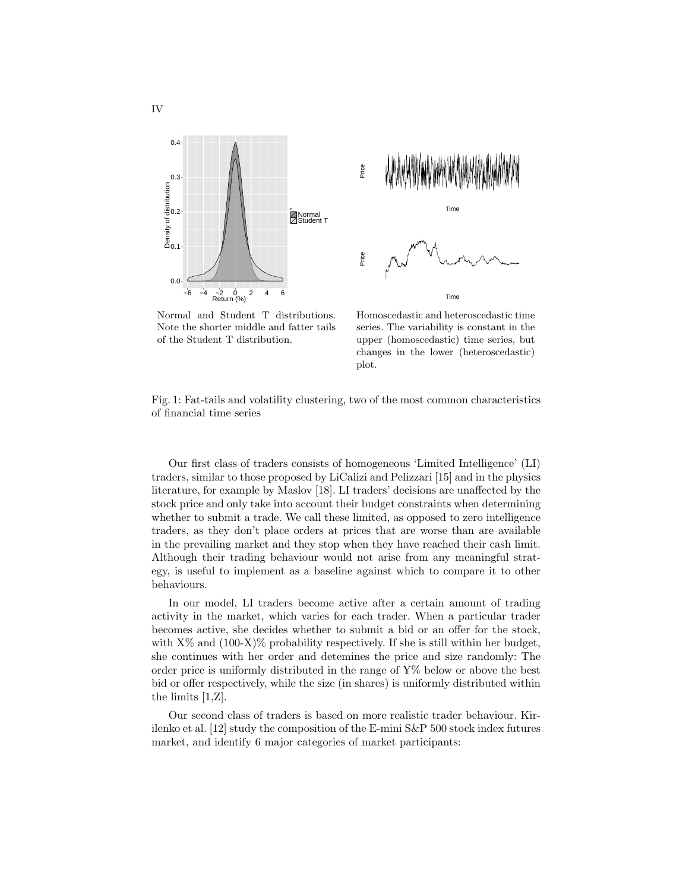Normal and Student T distributions. Note the shorter middle and fatter tails of the Student T distribution.

Homoscedastic and heteroscedastic time series. The variability is constant in the upper (homoscedastic) time series, but changes in the lower (heteroscedastic) plot.

Fig. 1: Fat-tails and volatility clustering, two of the most common characteristics of financial time series

Our first class of traders consists of homogeneous 'Limited Intelligence' (LI) traders, similar to those proposed by LiCalizi and Pelizzari [15] and in the physics literature, for example by Maslov [18]. LI traders' decisions are unaffected by the stock price and only take into account their budget constraints when determining whether to submit a trade. We call these limited, as opposed to zero intelligence traders, as they don't place orders at prices that are worse than are available in the prevailing market and they stop when they have reached their cash limit. Although their trading behaviour would not arise from any meaningful strategy, is useful to implement as a baseline against which to compare it to other behaviours.

In our model, LI traders become active after a certain amount of trading activity in the market, which varies for each trader. When a particular trader becomes active, she decides whether to submit a bid or an offer for the stock, with X% and (100-X)% probability respectively. If she is still within her budget, she continues with her order and detemines the price and size randomly: The order price is uniformly distributed in the range of Y% below or above the best bid or offer respectively, while the size (in shares) is uniformly distributed within the limits [1,Z].

Our second class of traders is based on more realistic trader behaviour. Kirilenko et al. [12] study the composition of the E-mini S&P 500 stock index futures market, and identify 6 major categories of market participants: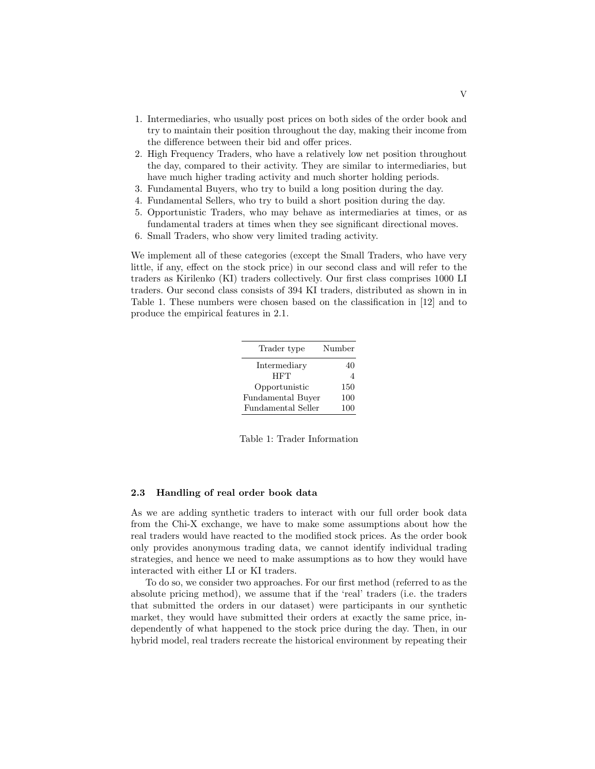1. Intermediaries, who usually post prices on both sides of the order book and try to maintain their position throughout the day, making their income from the difference between their bid and offer prices.
2. High Frequency Traders, who have a relatively low net position throughout the day, compared to their activity. They are similar to intermediaries, but have much higher trading activity and much shorter holding periods.
3. Fundamental Buyers, who try to build a long position during the day.
4. Fundamental Sellers, who try to build a short position during the day.
5. Opportunistic Traders, who may behave as intermediaries at times, or as fundamental traders at times when they see significant directional moves.
6. Small Traders, who show very limited trading activity.

We implement all of these categories (except the Small Traders, who have very little, if any, effect on the stock price) in our second class and will refer to the traders as Kirilenko (KI) traders collectively. Our first class comprises 1000 LI traders. Our second class consists of 394 KI traders, distributed as shown in in Table 1. These numbers were chosen based on the classification in [12] and to produce the empirical features in 2.1.

| Trader type | Number |
|---|---|
| Intermediary | 40 |
| HFT | 4 |
| Opportunistic | 150 |
| Fundamental Buyer | 100 |
| Fundamental Seller | 100 |

Table 1: Trader Information

### 2.3 Handling of real order book data

As we are adding synthetic traders to interact with our full order book data from the Chi-X exchange, we have to make some assumptions about how the real traders would have reacted to the modified stock prices. As the order book only provides anonymous trading data, we cannot identify individual trading strategies, and hence we need to make assumptions as to how they would have interacted with either LI or KI traders.

To do so, we consider two approaches. For our first method (referred to as the absolute pricing method), we assume that if the 'real' traders (i.e. the traders that submitted the orders in our dataset) were participants in our synthetic market, they would have submitted their orders at exactly the same price, independently of what happened to the stock price during the day. Then, in our hybrid model, real traders recreate the historical environment by repeating their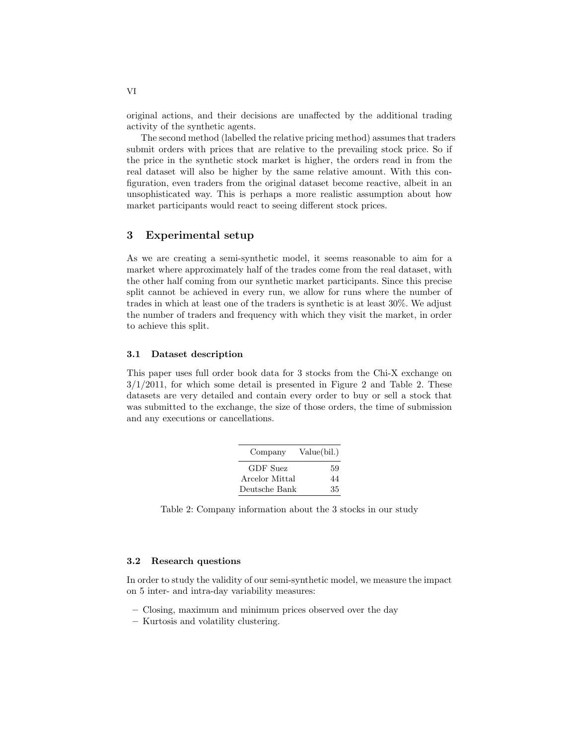original actions, and their decisions are unaffected by the additional trading activity of the synthetic agents.

The second method (labelled the relative pricing method) assumes that traders submit orders with prices that are relative to the prevailing stock price. So if the price in the synthetic stock market is higher, the orders read in from the real dataset will also be higher by the same relative amount. With this configuration, even traders from the original dataset become reactive, albeit in an unsophisticated way. This is perhaps a more realistic assumption about how market participants would react to seeing different stock prices.

## 3 Experimental setup

As we are creating a semi-synthetic model, it seems reasonable to aim for a market where approximately half of the trades come from the real dataset, with the other half coming from our synthetic market participants. Since this precise split cannot be achieved in every run, we allow for runs where the number of trades in which at least one of the traders is synthetic is at least 30%. We adjust the number of traders and frequency with which they visit the market, in order to achieve this split.

### 3.1 Dataset description

This paper uses full order book data for 3 stocks from the Chi-X exchange on 3/1/2011, for which some detail is presented in Figure 2 and Table 2. These datasets are very detailed and contain every order to buy or sell a stock that was submitted to the exchange, the size of those orders, the time of submission and any executions or cancellations.

| Company | Value(bil.) |
|---|---|
| GDF Suez | 59 |
| Arcelor Mittal | 44 |
| Deutsche Bank | 35 |

Table 2: Company information about the 3 stocks in our study

### 3.2 Research questions

In order to study the validity of our semi-synthetic model, we measure the impact on 5 inter- and intra-day variability measures:

- Closing, maximum and minimum prices observed over the day
- Kurtosis and volatility clustering.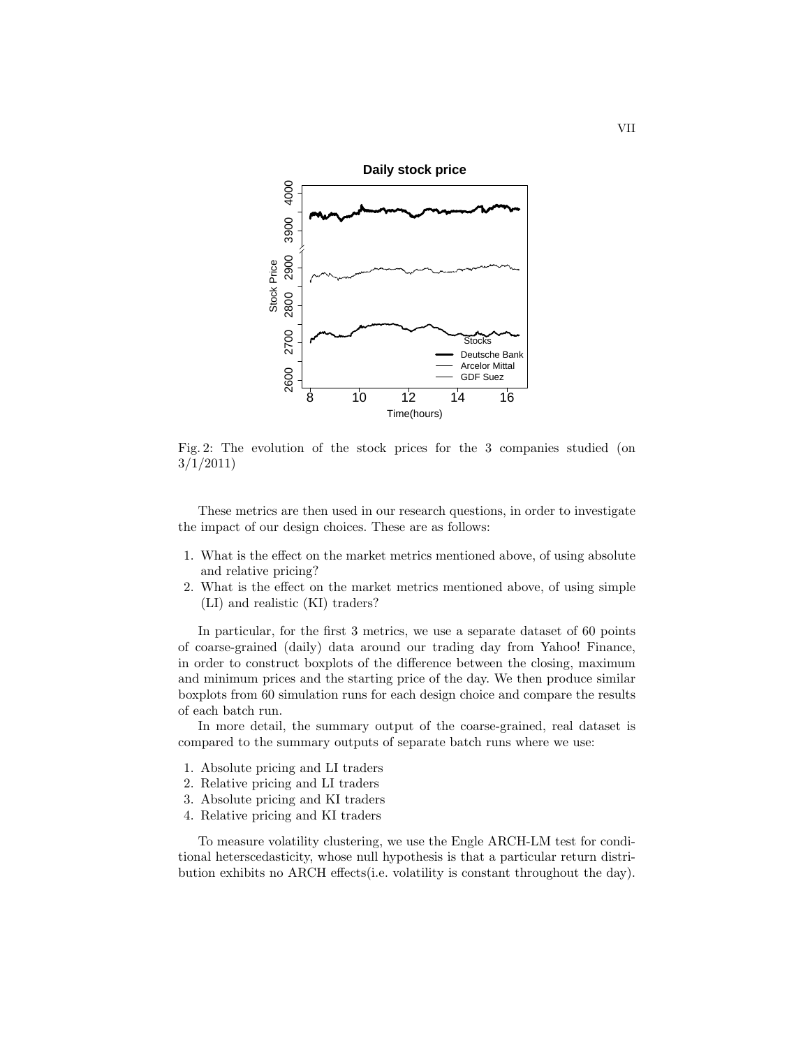Fig. 2: The evolution of the stock prices for the 3 companies studied (on 3/1/2011)

These metrics are then used in our research questions, in order to investigate the impact of our design choices. These are as follows:

1. What is the effect on the market metrics mentioned above, of using absolute and relative pricing?
2. What is the effect on the market metrics mentioned above, of using simple (LI) and realistic (KI) traders?

In particular, for the first 3 metrics, we use a separate dataset of 60 points of coarse-grained (daily) data around our trading day from Yahoo! Finance, in order to construct boxplots of the difference between the closing, maximum and minimum prices and the starting price of the day. We then produce similar boxplots from 60 simulation runs for each design choice and compare the results of each batch run.

In more detail, the summary output of the coarse-grained, real dataset is compared to the summary outputs of separate batch runs where we use:

1. Absolute pricing and LI traders
2. Relative pricing and LI traders
3. Absolute pricing and KI traders
4. Relative pricing and KI traders

To measure volatility clustering, we use the Engle ARCH-LM test for conditional heterscedasticity, whose null hypothesis is that a particular return distribution exhibits no ARCH effects(i.e. volatility is constant throughout the day).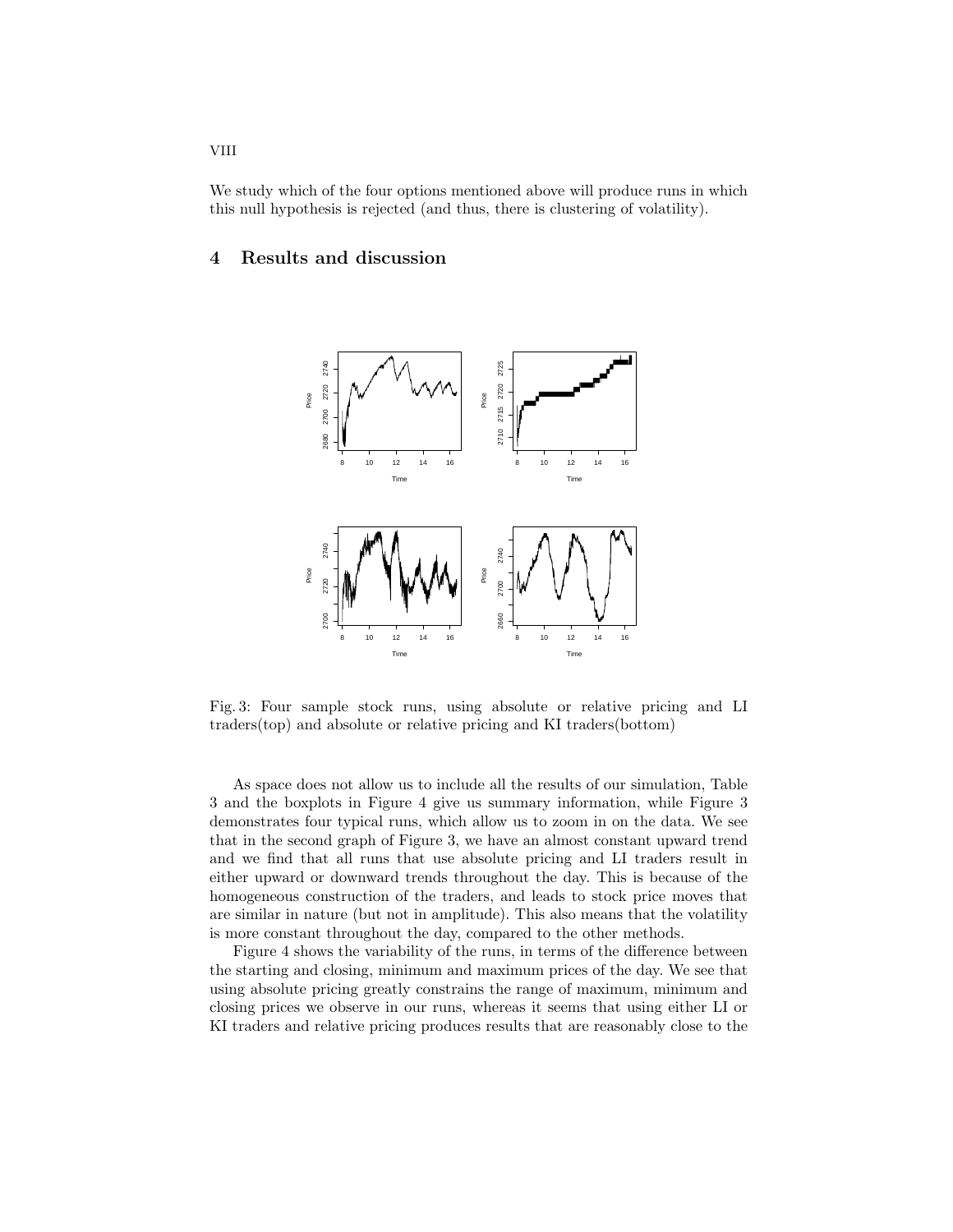We study which of the four options mentioned above will produce runs in which this null hypothesis is rejected (and thus, there is clustering of volatility).

## 4 Results and discussion

Fig. 3: Four sample stock runs, using absolute or relative pricing and LI traders(top) and absolute or relative pricing and KI traders(bottom)

As space does not allow us to include all the results of our simulation, Table 3 and the boxplots in Figure 4 give us summary information, while Figure 3 demonstrates four typical runs, which allow us to zoom in on the data. We see that in the second graph of Figure 3, we have an almost constant upward trend and we find that all runs that use absolute pricing and LI traders result in either upward or downward trends throughout the day. This is because of the homogeneous construction of the traders, and leads to stock price moves that are similar in nature (but not in amplitude). This also means that the volatility is more constant throughout the day, compared to the other methods.

Figure 4 shows the variability of the runs, in terms of the difference between the starting and closing, minimum and maximum prices of the day. We see that using absolute pricing greatly constrains the range of maximum, minimum and closing prices we observe in our runs, whereas it seems that using either LI or KI traders and relative pricing produces results that are reasonably close to the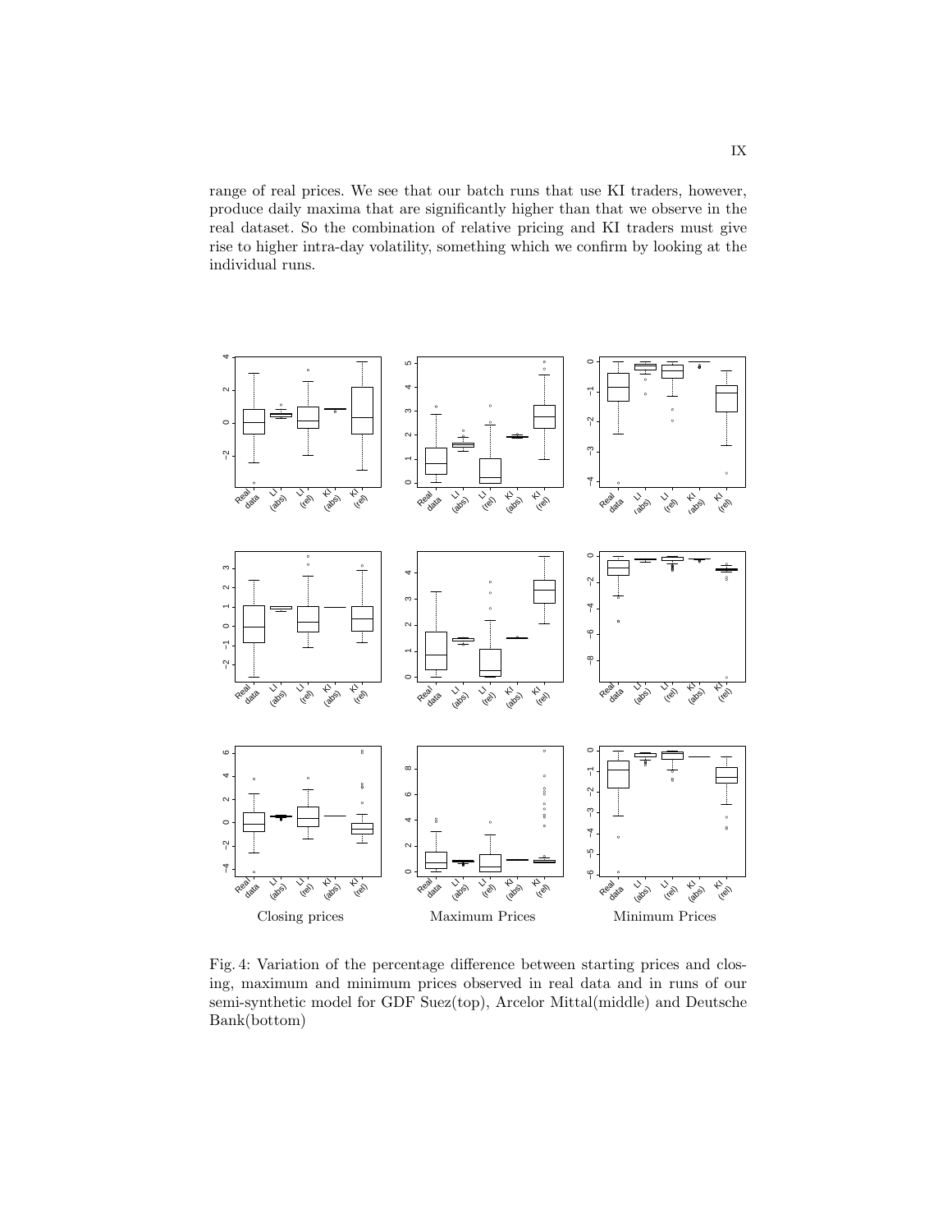range of real prices. We see that our batch runs that use KI traders, however, produce daily maxima that are significantly higher than that we observe in the real dataset. So the combination of relative pricing and KI traders must give rise to higher intra-day volatility, something which we confirm by looking at the individual runs.

Closing prices    Maximum Prices    Minimum Prices

Fig. 4: Variation of the percentage difference between starting prices and closing, maximum and minimum prices observed in real data and in runs of our semi-synthetic model for GDF Suez(top), Arcelor Mittal(middle) and Deutsche Bank(bottom)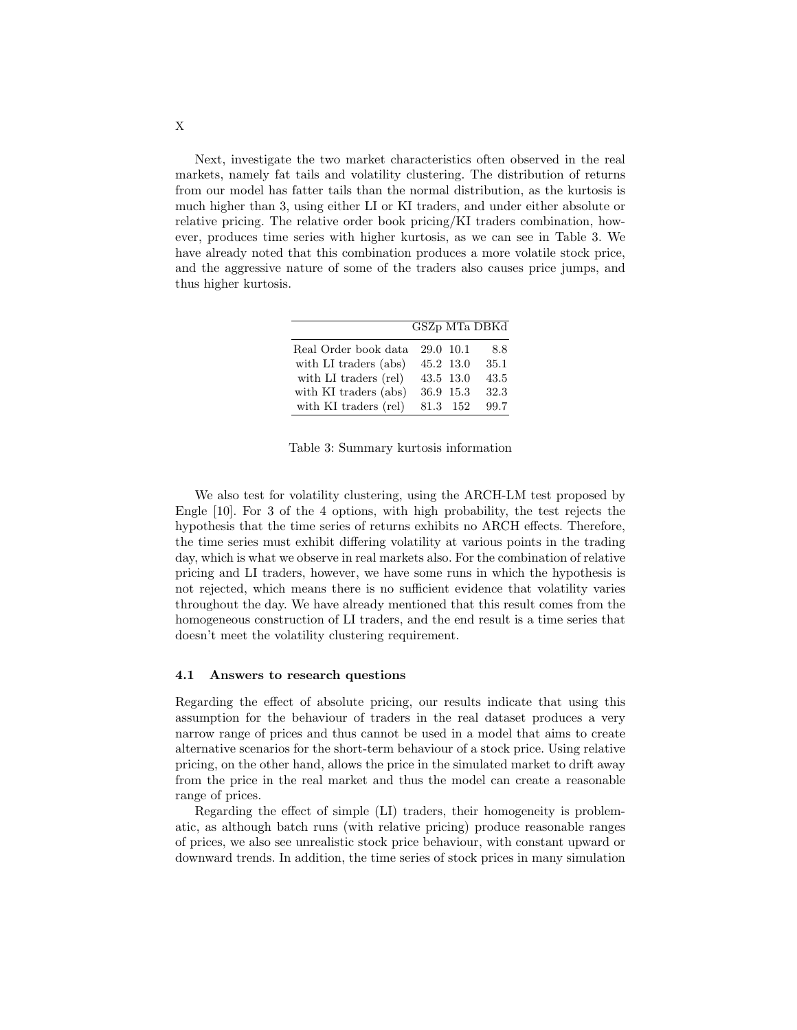Next, investigate the two market characteristics often observed in the real markets, namely fat tails and volatility clustering. The distribution of returns from our model has fatter tails than the normal distribution, as the kurtosis is much higher than 3, using either LI or KI traders, and under either absolute or relative pricing. The relative order book pricing/KI traders combination, however, produces time series with higher kurtosis, as we can see in Table 3. We have already noted that this combination produces a more volatile stock price, and the aggressive nature of some of the traders also causes price jumps, and thus higher kurtosis.

| | GSZp | MTa | DBKd |
|---|---|---|---|
| Real Order book data | 29.0 | 10.1 | 8.8 |
| with LI traders (abs) | 45.2 | 13.0 | 35.1 |
| with LI traders (rel) | 43.5 | 13.0 | 43.5 |
| with KI traders (abs) | 36.9 | 15.3 | 32.3 |
| with KI traders (rel) | 81.3 | 152 | 99.7 |

Table 3: Summary kurtosis information

We also test for volatility clustering, using the ARCH-LM test proposed by Engle [10]. For 3 of the 4 options, with high probability, the test rejects the hypothesis that the time series of returns exhibits no ARCH effects. Therefore, the time series must exhibit differing volatility at various points in the trading day, which is what we observe in real markets also. For the combination of relative pricing and LI traders, however, we have some runs in which the hypothesis is not rejected, which means there is no sufficient evidence that volatility varies throughout the day. We have already mentioned that this result comes from the homogeneous construction of LI traders, and the end result is a time series that doesn't meet the volatility clustering requirement.

### 4.1 Answers to research questions

Regarding the effect of absolute pricing, our results indicate that using this assumption for the behaviour of traders in the real dataset produces a very narrow range of prices and thus cannot be used in a model that aims to create alternative scenarios for the short-term behaviour of a stock price. Using relative pricing, on the other hand, allows the price in the simulated market to drift away from the price in the real market and thus the model can create a reasonable range of prices.

Regarding the effect of simple (LI) traders, their homogeneity is problematic, as although batch runs (with relative pricing) produce reasonable ranges of prices, we also see unrealistic stock price behaviour, with constant upward or downward trends. In addition, the time series of stock prices in many simulation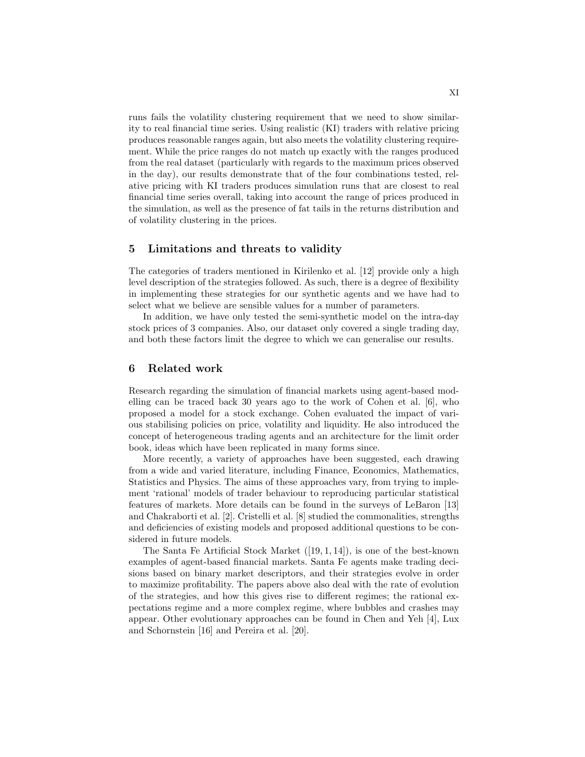runs fails the volatility clustering requirement that we need to show similarity to real financial time series. Using realistic (KI) traders with relative pricing produces reasonable ranges again, but also meets the volatility clustering requirement. While the price ranges do not match up exactly with the ranges produced from the real dataset (particularly with regards to the maximum prices observed in the day), our results demonstrate that of the four combinations tested, relative pricing with KI traders produces simulation runs that are closest to real financial time series overall, taking into account the range of prices produced in the simulation, as well as the presence of fat tails in the returns distribution and of volatility clustering in the prices.

## 5 Limitations and threats to validity

The categories of traders mentioned in Kirilenko et al. [12] provide only a high level description of the strategies followed. As such, there is a degree of flexibility in implementing these strategies for our synthetic agents and we have had to select what we believe are sensible values for a number of parameters.

In addition, we have only tested the semi-synthetic model on the intra-day stock prices of 3 companies. Also, our dataset only covered a single trading day, and both these factors limit the degree to which we can generalise our results.

## 6 Related work

Research regarding the simulation of financial markets using agent-based modelling can be traced back 30 years ago to the work of Cohen et al. [6], who proposed a model for a stock exchange. Cohen evaluated the impact of various stabilising policies on price, volatility and liquidity. He also introduced the concept of heterogeneous trading agents and an architecture for the limit order book, ideas which have been replicated in many forms since.

More recently, a variety of approaches have been suggested, each drawing from a wide and varied literature, including Finance, Economics, Mathematics, Statistics and Physics. The aims of these approaches vary, from trying to implement 'rational' models of trader behaviour to reproducing particular statistical features of markets. More details can be found in the surveys of LeBaron [13] and Chakraborti et al. [2]. Cristelli et al. [8] studied the commonalities, strengths and deficiencies of existing models and proposed additional questions to be considered in future models.

The Santa Fe Artificial Stock Market ([19, 1, 14]), is one of the best-known examples of agent-based financial markets. Santa Fe agents make trading decisions based on binary market descriptors, and their strategies evolve in order to maximize profitability. The papers above also deal with the rate of evolution of the strategies, and how this gives rise to different regimes; the rational expectations regime and a more complex regime, where bubbles and crashes may appear. Other evolutionary approaches can be found in Chen and Yeh [4], Lux and Schornstein [16] and Pereira et al. [20].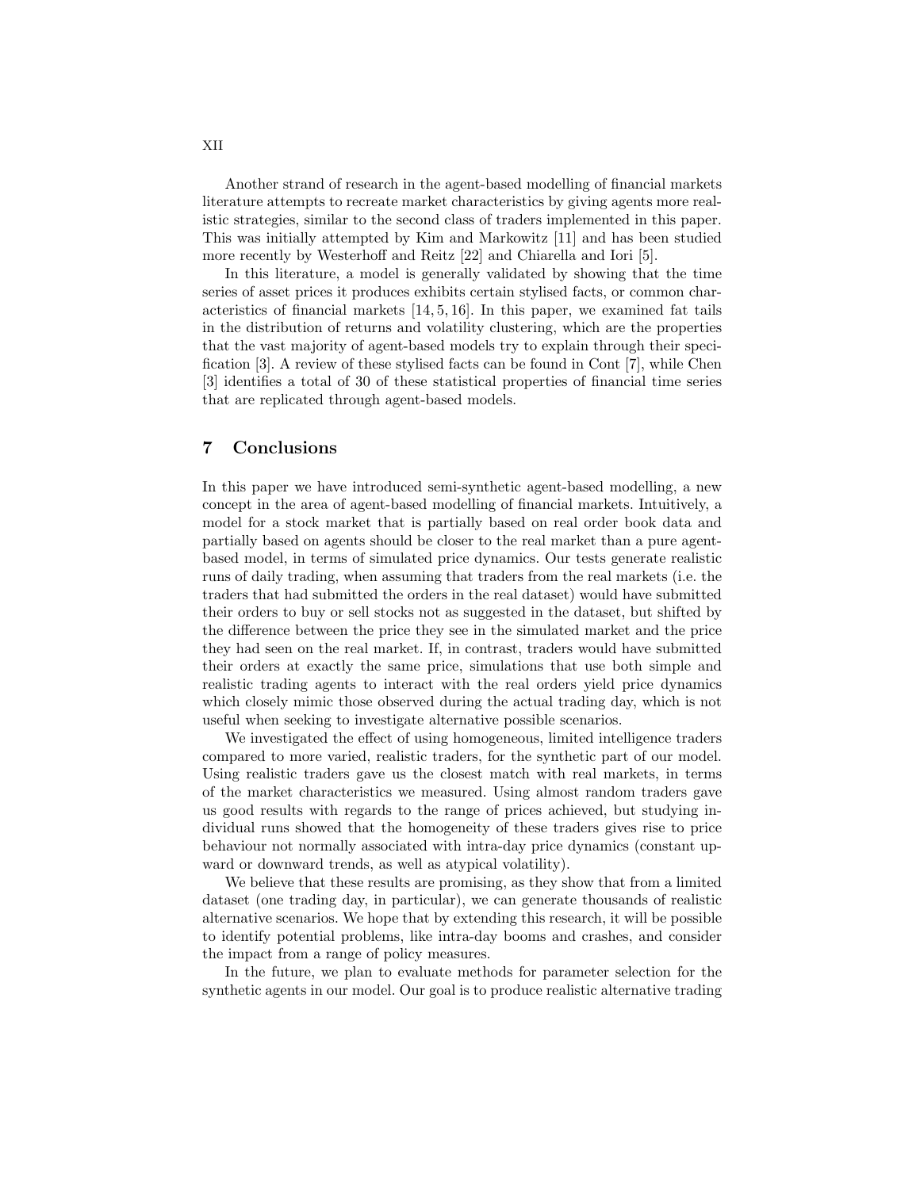Another strand of research in the agent-based modelling of financial markets literature attempts to recreate market characteristics by giving agents more realistic strategies, similar to the second class of traders implemented in this paper. This was initially attempted by Kim and Markowitz [11] and has been studied more recently by Westerhoff and Reitz [22] and Chiarella and Iori [5].

In this literature, a model is generally validated by showing that the time series of asset prices it produces exhibits certain stylised facts, or common characteristics of financial markets [14, 5, 16]. In this paper, we examined fat tails in the distribution of returns and volatility clustering, which are the properties that the vast majority of agent-based models try to explain through their specification [3]. A review of these stylised facts can be found in Cont [7], while Chen [3] identifies a total of 30 of these statistical properties of financial time series that are replicated through agent-based models.

## 7 Conclusions

In this paper we have introduced semi-synthetic agent-based modelling, a new concept in the area of agent-based modelling of financial markets. Intuitively, a model for a stock market that is partially based on real order book data and partially based on agents should be closer to the real market than a pure agent-based model, in terms of simulated price dynamics. Our tests generate realistic runs of daily trading, when assuming that traders from the real markets (i.e. the traders that had submitted the orders in the real dataset) would have submitted their orders to buy or sell stocks not as suggested in the dataset, but shifted by the difference between the price they see in the simulated market and the price they had seen on the real market. If, in contrast, traders would have submitted their orders at exactly the same price, simulations that use both simple and realistic trading agents to interact with the real orders yield price dynamics which closely mimic those observed during the actual trading day, which is not useful when seeking to investigate alternative possible scenarios.

We investigated the effect of using homogeneous, limited intelligence traders compared to more varied, realistic traders, for the synthetic part of our model. Using realistic traders gave us the closest match with real markets, in terms of the market characteristics we measured. Using almost random traders gave us good results with regards to the range of prices achieved, but studying individual runs showed that the homogeneity of these traders gives rise to price behaviour not normally associated with intra-day price dynamics (constant upward or downward trends, as well as atypical volatility).

We believe that these results are promising, as they show that from a limited dataset (one trading day, in particular), we can generate thousands of realistic alternative scenarios. We hope that by extending this research, it will be possible to identify potential problems, like intra-day booms and crashes, and consider the impact from a range of policy measures.

In the future, we plan to evaluate methods for parameter selection for the synthetic agents in our model. Our goal is to produce realistic alternative trading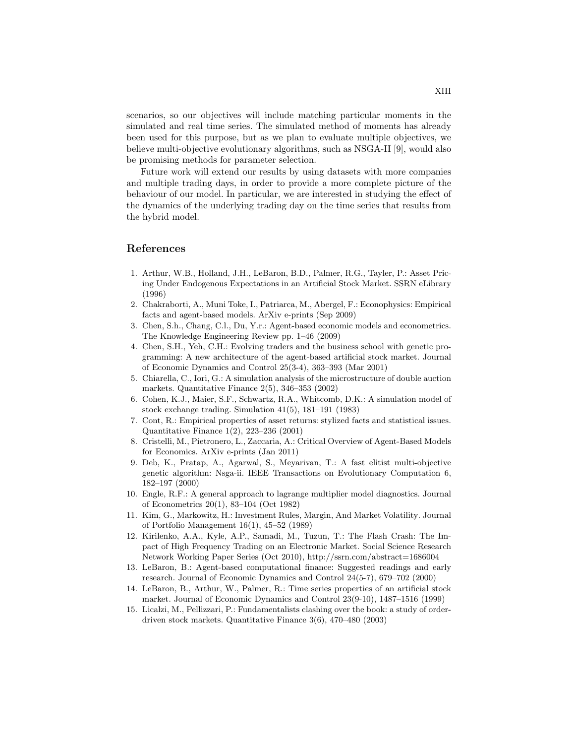scenarios, so our objectives will include matching particular moments in the simulated and real time series. The simulated method of moments has already been used for this purpose, but as we plan to evaluate multiple objectives, we believe multi-objective evolutionary algorithms, such as NSGA-II [9], would also be promising methods for parameter selection.

Future work will extend our results by using datasets with more companies and multiple trading days, in order to provide a more complete picture of the behaviour of our model. In particular, we are interested in studying the effect of the dynamics of the underlying trading day on the time series that results from the hybrid model.

## References

1. Arthur, W.B., Holland, J.H., LeBaron, B.D., Palmer, R.G., Tayler, P.: Asset Pricing Under Endogenous Expectations in an Artificial Stock Market. SSRN eLibrary (1996)
2. Chakraborti, A., Muni Toke, I., Patriarca, M., Abergel, F.: Econophysics: Empirical facts and agent-based models. ArXiv e-prints (Sep 2009)
3. Chen, S.h., Chang, C.l., Du, Y.r.: Agent-based economic models and econometrics. The Knowledge Engineering Review pp. 1–46 (2009)
4. Chen, S.H., Yeh, C.H.: Evolving traders and the business school with genetic programming: A new architecture of the agent-based artificial stock market. Journal of Economic Dynamics and Control 25(3-4), 363–393 (Mar 2001)
5. Chiarella, C., Iori, G.: A simulation analysis of the microstructure of double auction markets. Quantitative Finance 2(5), 346–353 (2002)
6. Cohen, K.J., Maier, S.F., Schwartz, R.A., Whitcomb, D.K.: A simulation model of stock exchange trading. Simulation 41(5), 181–191 (1983)
7. Cont, R.: Empirical properties of asset returns: stylized facts and statistical issues. Quantitative Finance 1(2), 223–236 (2001)
8. Cristelli, M., Pietronero, L., Zaccaria, A.: Critical Overview of Agent-Based Models for Economics. ArXiv e-prints (Jan 2011)
9. Deb, K., Pratap, A., Agarwal, S., Meyarivan, T.: A fast elitist multi-objective genetic algorithm: Nsga-ii. IEEE Transactions on Evolutionary Computation 6, 182–197 (2000)
10. Engle, R.F.: A general approach to lagrange multiplier model diagnostics. Journal of Econometrics 20(1), 83–104 (Oct 1982)
11. Kim, G., Markowitz, H.: Investment Rules, Margin, And Market Volatility. Journal of Portfolio Management 16(1), 45–52 (1989)
12. Kirilenko, A.A., Kyle, A.P., Samadi, M., Tuzun, T.: The Flash Crash: The Impact of High Frequency Trading on an Electronic Market. Social Science Research Network Working Paper Series (Oct 2010), http://ssrn.com/abstract=1686004
13. LeBaron, B.: Agent-based computational finance: Suggested readings and early research. Journal of Economic Dynamics and Control 24(5-7), 679–702 (2000)
14. LeBaron, B., Arthur, W., Palmer, R.: Time series properties of an artificial stock market. Journal of Economic Dynamics and Control 23(9-10), 1487–1516 (1999)
15. Licalzi, M., Pellizzari, P.: Fundamentalists clashing over the book: a study of order-driven stock markets. Quantitative Finance 3(6), 470–480 (2003)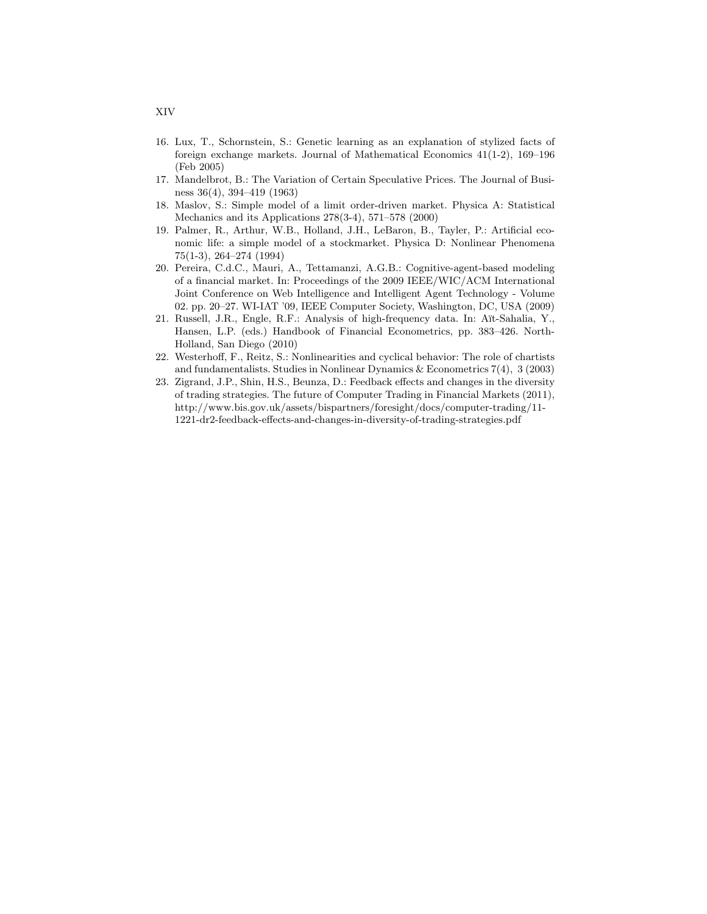16. Lux, T., Schornstein, S.: Genetic learning as an explanation of stylized facts of foreign exchange markets. Journal of Mathematical Economics 41(1-2), 169–196 (Feb 2005)
17. Mandelbrot, B.: The Variation of Certain Speculative Prices. The Journal of Business 36(4), 394–419 (1963)
18. Maslov, S.: Simple model of a limit order-driven market. Physica A: Statistical Mechanics and its Applications 278(3-4), 571–578 (2000)
19. Palmer, R., Arthur, W.B., Holland, J.H., LeBaron, B., Tayler, P.: Artificial economic life: a simple model of a stockmarket. Physica D: Nonlinear Phenomena 75(1-3), 264–274 (1994)
20. Pereira, C.d.C., Mauri, A., Tettamanzi, A.G.B.: Cognitive-agent-based modeling of a financial market. In: Proceedings of the 2009 IEEE/WIC/ACM International Joint Conference on Web Intelligence and Intelligent Agent Technology - Volume 02. pp. 20–27. WI-IAT '09, IEEE Computer Society, Washington, DC, USA (2009)
21. Russell, J.R., Engle, R.F.: Analysis of high-frequency data. In: Aït-Sahalia, Y., Hansen, L.P. (eds.) Handbook of Financial Econometrics, pp. 383–426. North-Holland, San Diego (2010)
22. Westerhoff, F., Reitz, S.: Nonlinearities and cyclical behavior: The role of chartists and fundamentalists. Studies in Nonlinear Dynamics & Econometrics 7(4), 3 (2003)
23. Zigrand, J.P., Shin, H.S., Beunza, D.: Feedback effects and changes in the diversity of trading strategies. The future of Computer Trading in Financial Markets (2011), http://www.bis.gov.uk/assets/bispartners/foresight/docs/computer-trading/11-1221-dr2-feedback-effects-and-changes-in-diversity-of-trading-strategies.pdf